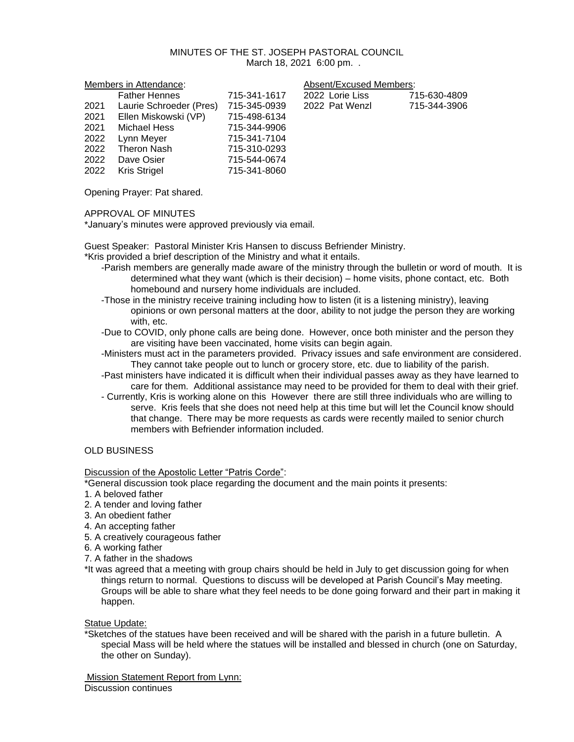MINUTES OF THE ST. JOSEPH PASTORAL COUNCIL
March 18, 2021 6:00 pm. .

Members in Attendance:

| | | |
|---|---|---|
| | Father Hennes | 715-341-1617 |
| 2021 | Laurie Schroeder (Pres) | 715-345-0939 |
| 2021 | Ellen Miskowski (VP) | 715-498-6134 |
| 2021 | Michael Hess | 715-344-9906 |
| 2022 | Lynn Meyer | 715-341-7104 |
| 2022 | Theron Nash | 715-310-0293 |
| 2022 | Dave Osier | 715-544-0674 |
| 2022 | Kris Strigel | 715-341-8060 |

Absent/Excused Members:

| | | |
|---|---|---|
| 2022 | Lorie Liss | 715-630-4809 |
| 2022 | Pat Wenzl | 715-344-3906 |

Opening Prayer: Pat shared.

APPROVAL OF MINUTES

*January's minutes were approved previously via email.

Guest Speaker: Pastoral Minister Kris Hansen to discuss Befriender Ministry.

*Kris provided a brief description of the Ministry and what it entails.

- -Parish members are generally made aware of the ministry through the bulletin or word of mouth. It is determined what they want (which is their decision) – home visits, phone contact, etc. Both homebound and nursery home individuals are included.
- -Those in the ministry receive training including how to listen (it is a listening ministry), leaving opinions or own personal matters at the door, ability to not judge the person they are working with, etc.
- -Due to COVID, only phone calls are being done. However, once both minister and the person they are visiting have been vaccinated, home visits can begin again.
- -Ministers must act in the parameters provided. Privacy issues and safe environment are considered. They cannot take people out to lunch or grocery store, etc. due to liability of the parish.
- -Past ministers have indicated it is difficult when their individual passes away as they have learned to care for them. Additional assistance may need to be provided for them to deal with their grief.
- - Currently, Kris is working alone on this However there are still three individuals who are willing to serve. Kris feels that she does not need help at this time but will let the Council know should that change. There may be more requests as cards were recently mailed to senior church members with Befriender information included.

OLD BUSINESS

Discussion of the Apostolic Letter "Patris Corde":

*General discussion took place regarding the document and the main points it presents:

1. A beloved father
2. A tender and loving father
3. An obedient father
4. An accepting father
5. A creatively courageous father
6. A working father
7. A father in the shadows

*It was agreed that a meeting with group chairs should be held in July to get discussion going for when things return to normal. Questions to discuss will be developed at Parish Council's May meeting. Groups will be able to share what they feel needs to be done going forward and their part in making it happen.

Statue Update:

*Sketches of the statues have been received and will be shared with the parish in a future bulletin. A special Mass will be held where the statues will be installed and blessed in church (one on Saturday, the other on Sunday).

Mission Statement Report from Lynn:

Discussion continues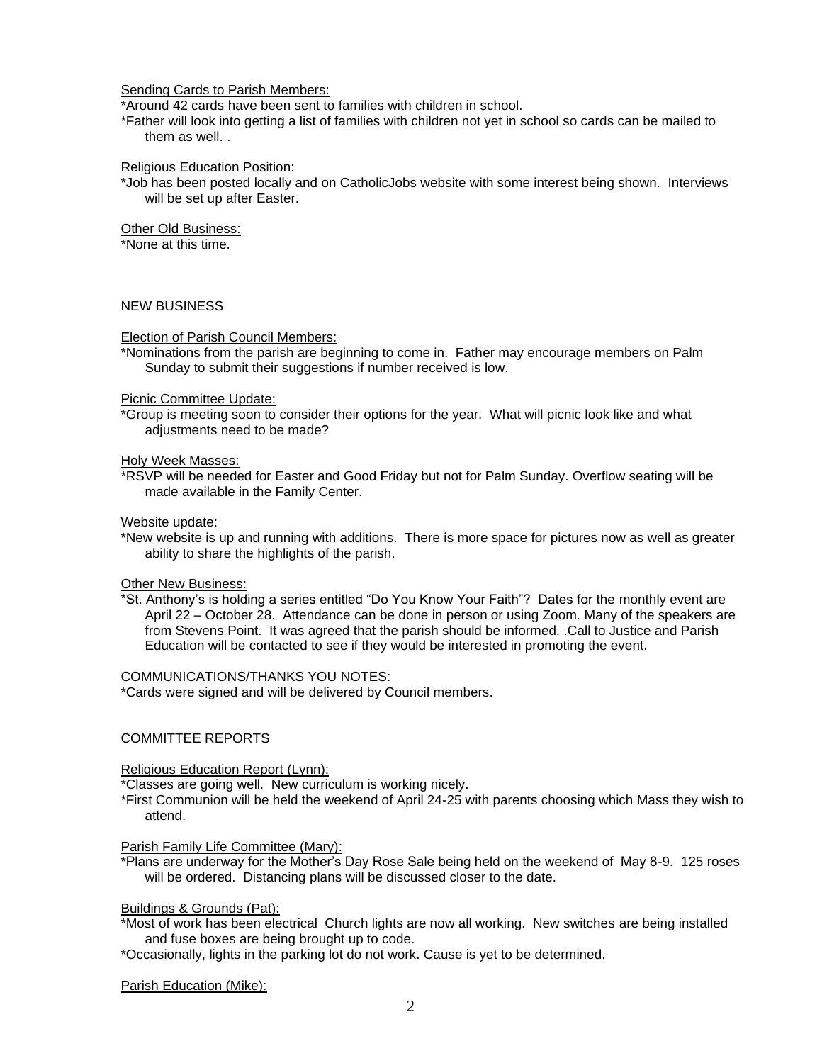Sending Cards to Parish Members:

*Around 42 cards have been sent to families with children in school.

*Father will look into getting a list of families with children not yet in school so cards can be mailed to them as well. .

Religious Education Position:

*Job has been posted locally and on CatholicJobs website with some interest being shown. Interviews will be set up after Easter.

Other Old Business:

*None at this time.

NEW BUSINESS

Election of Parish Council Members:

*Nominations from the parish are beginning to come in. Father may encourage members on Palm Sunday to submit their suggestions if number received is low.

Picnic Committee Update:

*Group is meeting soon to consider their options for the year. What will picnic look like and what adjustments need to be made?

Holy Week Masses:

*RSVP will be needed for Easter and Good Friday but not for Palm Sunday. Overflow seating will be made available in the Family Center.

Website update:

*New website is up and running with additions. There is more space for pictures now as well as greater ability to share the highlights of the parish.

Other New Business:

*St. Anthony's is holding a series entitled "Do You Know Your Faith"? Dates for the monthly event are April 22 – October 28. Attendance can be done in person or using Zoom. Many of the speakers are from Stevens Point. It was agreed that the parish should be informed. .Call to Justice and Parish Education will be contacted to see if they would be interested in promoting the event.

COMMUNICATIONS/THANKS YOU NOTES:

*Cards were signed and will be delivered by Council members.

COMMITTEE REPORTS

Religious Education Report (Lynn):

*Classes are going well. New curriculum is working nicely.

*First Communion will be held the weekend of April 24-25 with parents choosing which Mass they wish to attend.

Parish Family Life Committee (Mary):

*Plans are underway for the Mother's Day Rose Sale being held on the weekend of May 8-9. 125 roses will be ordered. Distancing plans will be discussed closer to the date.

Buildings & Grounds (Pat):

*Most of work has been electrical Church lights are now all working. New switches are being installed and fuse boxes are being brought up to code.

*Occasionally, lights in the parking lot do not work. Cause is yet to be determined.

Parish Education (Mike):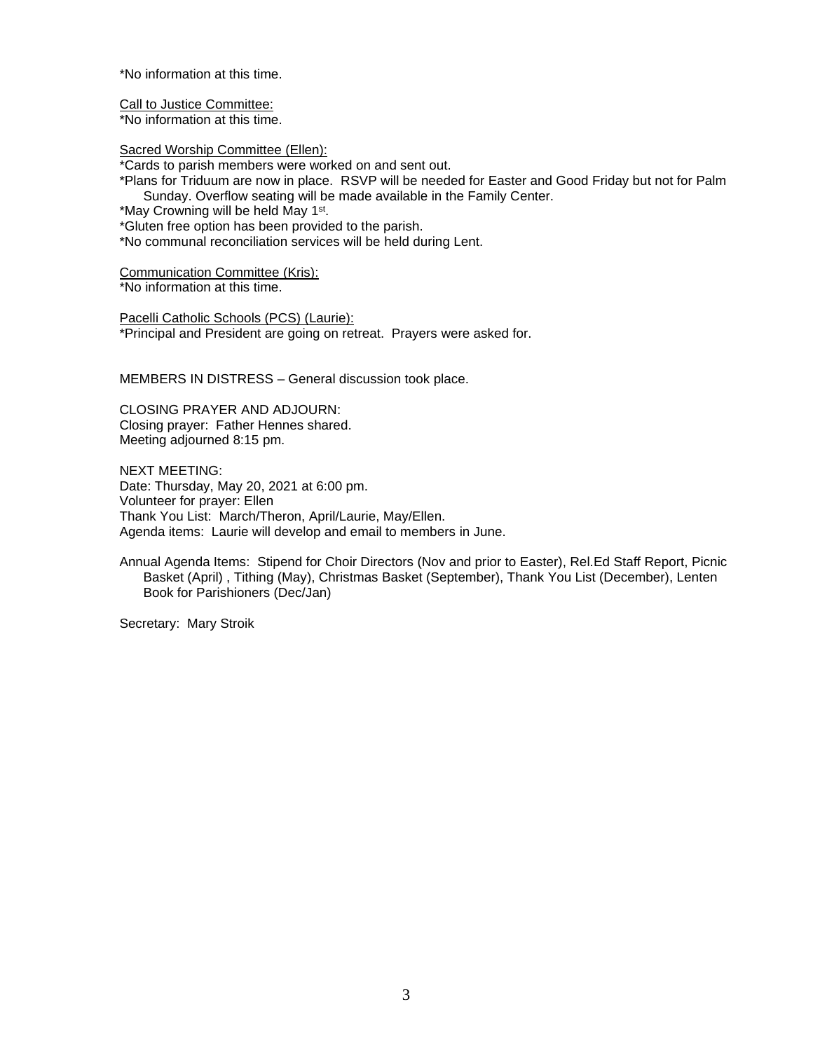*No information at this time.

Call to Justice Committee:
*No information at this time.

Sacred Worship Committee (Ellen):
*Cards to parish members were worked on and sent out.
*Plans for Triduum are now in place. RSVP will be needed for Easter and Good Friday but not for Palm Sunday. Overflow seating will be made available in the Family Center.
*May Crowning will be held May 1st.
*Gluten free option has been provided to the parish.
*No communal reconciliation services will be held during Lent.

Communication Committee (Kris):
*No information at this time.

Pacelli Catholic Schools (PCS) (Laurie):
*Principal and President are going on retreat. Prayers were asked for.

MEMBERS IN DISTRESS – General discussion took place.

CLOSING PRAYER AND ADJOURN:
Closing prayer: Father Hennes shared.
Meeting adjourned 8:15 pm.

NEXT MEETING:
Date: Thursday, May 20, 2021 at 6:00 pm.
Volunteer for prayer: Ellen
Thank You List: March/Theron, April/Laurie, May/Ellen.
Agenda items: Laurie will develop and email to members in June.

Annual Agenda Items: Stipend for Choir Directors (Nov and prior to Easter), Rel.Ed Staff Report, Picnic Basket (April) , Tithing (May), Christmas Basket (September), Thank You List (December), Lenten Book for Parishioners (Dec/Jan)

Secretary: Mary Stroik